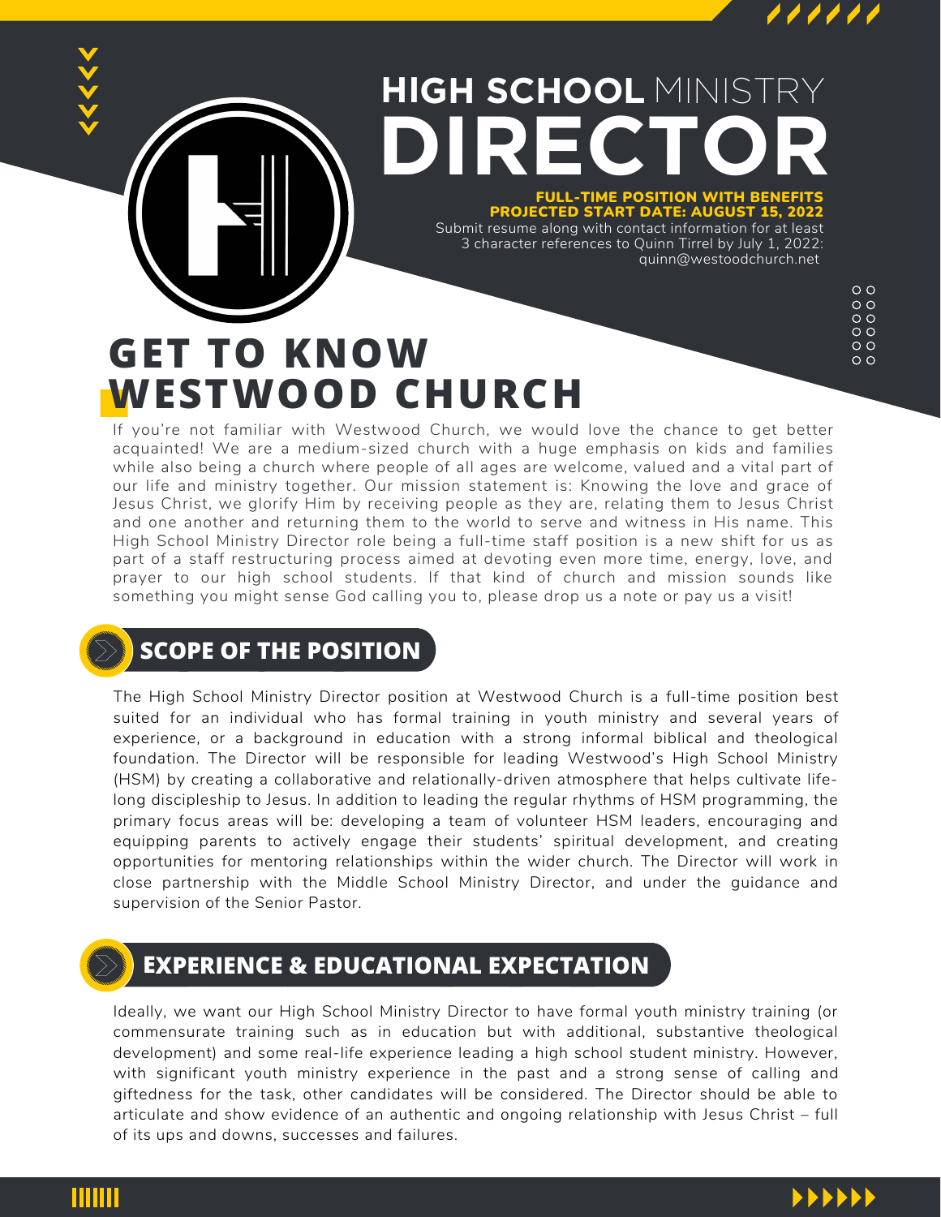# HIGH SCHOOL MINISTRY DIRECTOR

**FULL-TIME POSITION WITH BENEFITS**
**PROJECTED START DATE: AUGUST 15, 2022**

Submit resume along with contact information for at least 3 character references to Quinn Tirrel by July 1, 2022: quinn@westoodchurch.net

## GET TO KNOW WESTWOOD CHURCH

If you're not familiar with Westwood Church, we would love the chance to get better acquainted! We are a medium-sized church with a huge emphasis on kids and families while also being a church where people of all ages are welcome, valued and a vital part of our life and ministry together. Our mission statement is: Knowing the love and grace of Jesus Christ, we glorify Him by receiving people as they are, relating them to Jesus Christ and one another and returning them to the world to serve and witness in His name. This High School Ministry Director role being a full-time staff position is a new shift for us as part of a staff restructuring process aimed at devoting even more time, energy, love, and prayer to our high school students. If that kind of church and mission sounds like something you might sense God calling you to, please drop us a note or pay us a visit!

## SCOPE OF THE POSITION

The High School Ministry Director position at Westwood Church is a full-time position best suited for an individual who has formal training in youth ministry and several years of experience, or a background in education with a strong informal biblical and theological foundation. The Director will be responsible for leading Westwood's High School Ministry (HSM) by creating a collaborative and relationally-driven atmosphere that helps cultivate life-long discipleship to Jesus. In addition to leading the regular rhythms of HSM programming, the primary focus areas will be: developing a team of volunteer HSM leaders, encouraging and equipping parents to actively engage their students' spiritual development, and creating opportunities for mentoring relationships within the wider church. The Director will work in close partnership with the Middle School Ministry Director, and under the guidance and supervision of the Senior Pastor.

## EXPERIENCE & EDUCATIONAL EXPECTATION

Ideally, we want our High School Ministry Director to have formal youth ministry training (or commensurate training such as in education but with additional, substantive theological development) and some real-life experience leading a high school student ministry. However, with significant youth ministry experience in the past and a strong sense of calling and giftedness for the task, other candidates will be considered. The Director should be able to articulate and show evidence of an authentic and ongoing relationship with Jesus Christ – full of its ups and downs, successes and failures.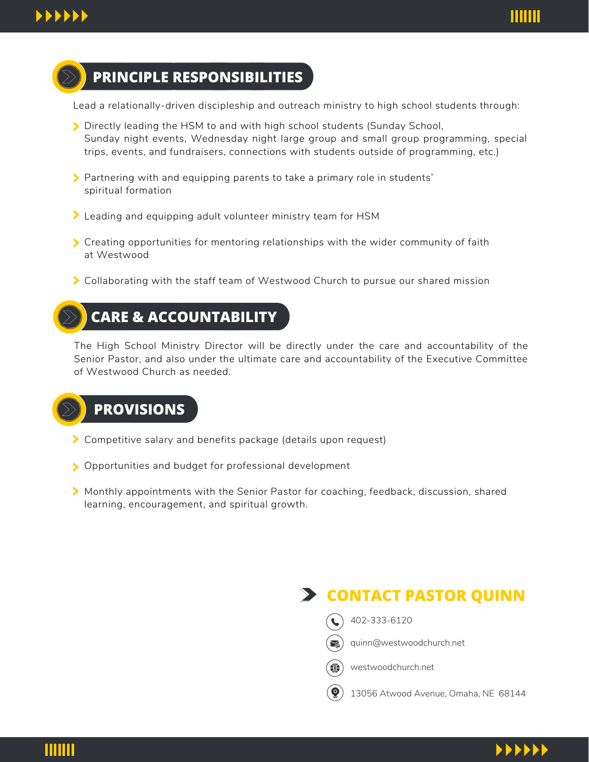## PRINCIPLE RESPONSIBILITIES

Lead a relationally-driven discipleship and outreach ministry to high school students through:

- Directly leading the HSM to and with high school students (Sunday School, Sunday night events, Wednesday night large group and small group programming, special trips, events, and fundraisers, connections with students outside of programming, etc.)
- Partnering with and equipping parents to take a primary role in students' spiritual formation
- Leading and equipping adult volunteer ministry team for HSM
- Creating opportunities for mentoring relationships with the wider community of faith at Westwood
- Collaborating with the staff team of Westwood Church to pursue our shared mission

## CARE & ACCOUNTABILITY

The High School Ministry Director will be directly under the care and accountability of the Senior Pastor, and also under the ultimate care and accountability of the Executive Committee of Westwood Church as needed.

## PROVISIONS

- Competitive salary and benefits package (details upon request)
- Opportunities and budget for professional development
- Monthly appointments with the Senior Pastor for coaching, feedback, discussion, shared learning, encouragement, and spiritual growth.

## CONTACT PASTOR QUINN

- 402-333-6120
- quinn@westwoodchurch.net
- westwoodchurch.net
- 13056 Atwood Avenue, Omaha, NE 68144